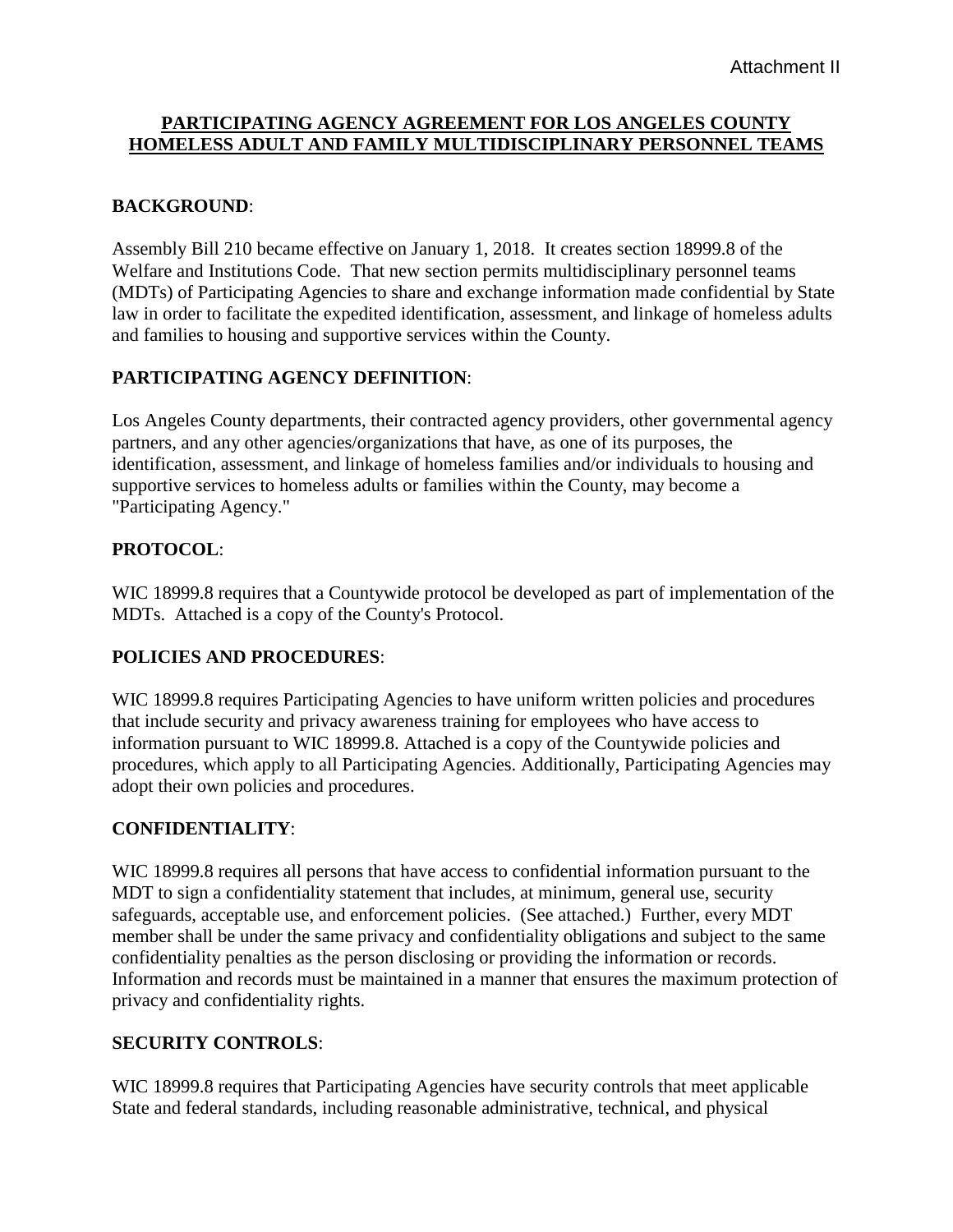Attachment II

# PARTICIPATING AGENCY AGREEMENT FOR LOS ANGELES COUNTY HOMELESS ADULT AND FAMILY MULTIDISCIPLINARY PERSONNEL TEAMS

**BACKGROUND**:

Assembly Bill 210 became effective on January 1, 2018. It creates section 18999.8 of the Welfare and Institutions Code. That new section permits multidisciplinary personnel teams (MDTs) of Participating Agencies to share and exchange information made confidential by State law in order to facilitate the expedited identification, assessment, and linkage of homeless adults and families to housing and supportive services within the County.

**PARTICIPATING AGENCY DEFINITION**:

Los Angeles County departments, their contracted agency providers, other governmental agency partners, and any other agencies/organizations that have, as one of its purposes, the identification, assessment, and linkage of homeless families and/or individuals to housing and supportive services to homeless adults or families within the County, may become a "Participating Agency."

**PROTOCOL**:

WIC 18999.8 requires that a Countywide protocol be developed as part of implementation of the MDTs. Attached is a copy of the County's Protocol.

**POLICIES AND PROCEDURES**:

WIC 18999.8 requires Participating Agencies to have uniform written policies and procedures that include security and privacy awareness training for employees who have access to information pursuant to WIC 18999.8. Attached is a copy of the Countywide policies and procedures, which apply to all Participating Agencies. Additionally, Participating Agencies may adopt their own policies and procedures.

**CONFIDENTIALITY**:

WIC 18999.8 requires all persons that have access to confidential information pursuant to the MDT to sign a confidentiality statement that includes, at minimum, general use, security safeguards, acceptable use, and enforcement policies. (See attached.) Further, every MDT member shall be under the same privacy and confidentiality obligations and subject to the same confidentiality penalties as the person disclosing or providing the information or records. Information and records must be maintained in a manner that ensures the maximum protection of privacy and confidentiality rights.

**SECURITY CONTROLS**:

WIC 18999.8 requires that Participating Agencies have security controls that meet applicable State and federal standards, including reasonable administrative, technical, and physical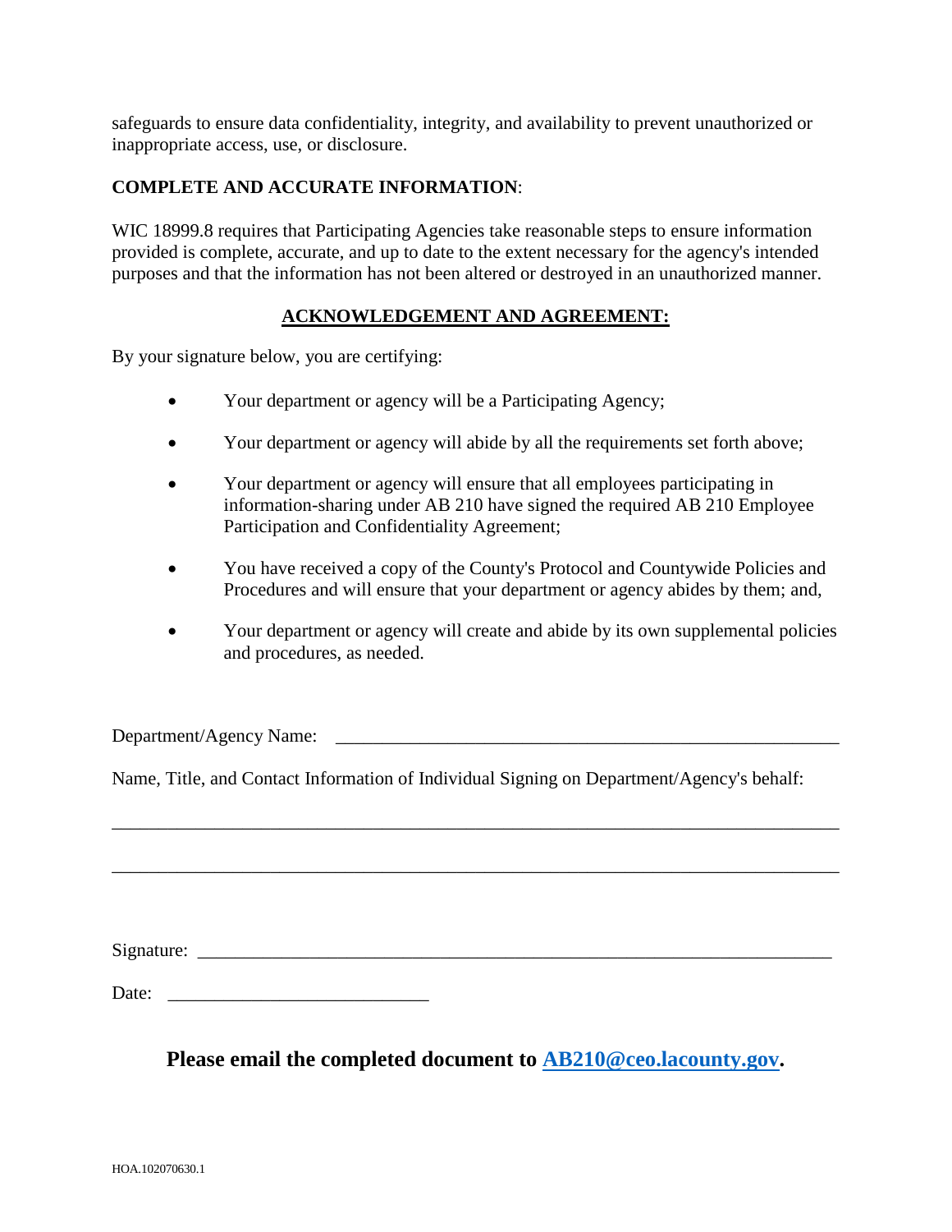safeguards to ensure data confidentiality, integrity, and availability to prevent unauthorized or inappropriate access, use, or disclosure.

**COMPLETE AND ACCURATE INFORMATION**:

WIC 18999.8 requires that Participating Agencies take reasonable steps to ensure information provided is complete, accurate, and up to date to the extent necessary for the agency's intended purposes and that the information has not been altered or destroyed in an unauthorized manner.

## ACKNOWLEDGEMENT AND AGREEMENT:

By your signature below, you are certifying:

- Your department or agency will be a Participating Agency;
- Your department or agency will abide by all the requirements set forth above;
- Your department or agency will ensure that all employees participating in information-sharing under AB 210 have signed the required AB 210 Employee Participation and Confidentiality Agreement;
- You have received a copy of the County's Protocol and Countywide Policies and Procedures and will ensure that your department or agency abides by them; and,
- Your department or agency will create and abide by its own supplemental policies and procedures, as needed.

Department/Agency Name: ________________________________________________________

Name, Title, and Contact Information of Individual Signing on Department/Agency's behalf:

________________________________________________________________________________

________________________________________________________________________________

Signature: _______________________________________________________________________

Date: ____________________________

**Please email the completed document to [AB210@ceo.lacounty.gov](mailto:AB210@ceo.lacounty.gov).**

HOA.102070630.1